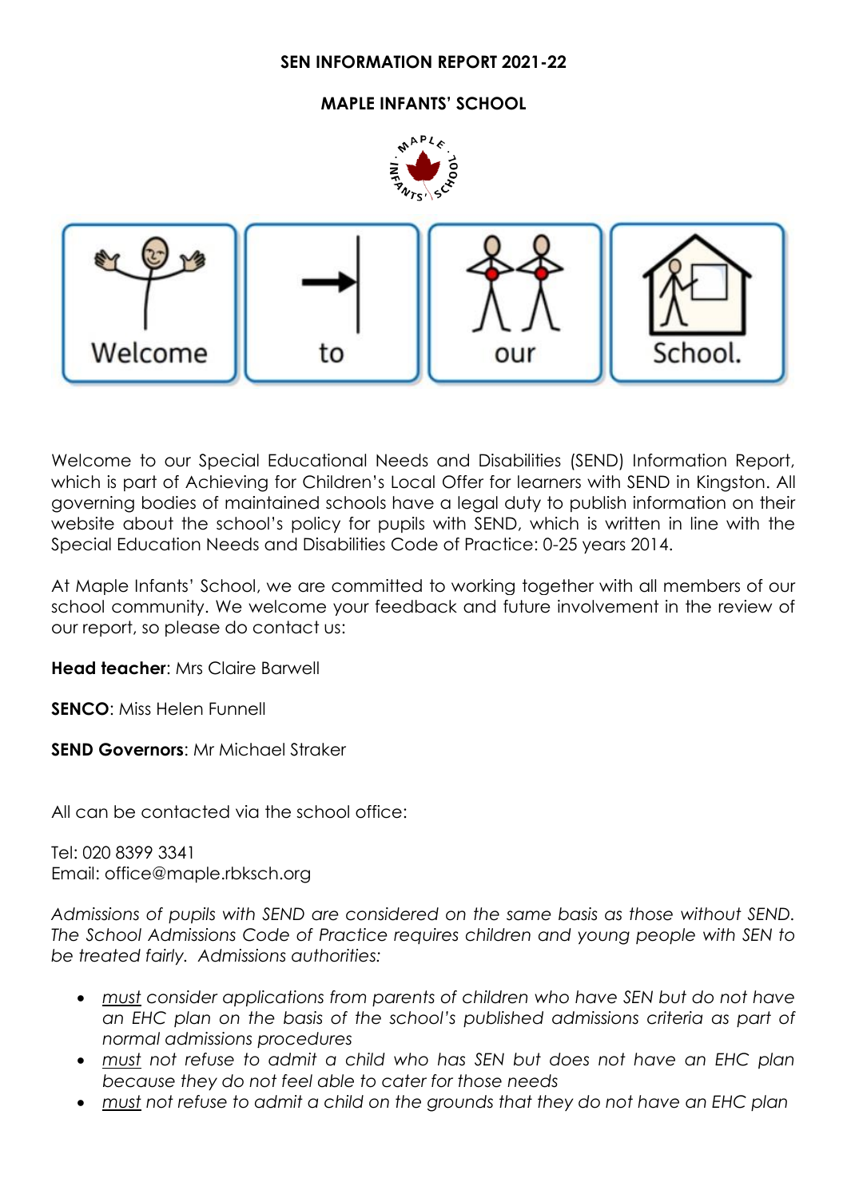# SEN INFORMATION REPORT 2021-22

## MAPLE INFANTS' SCHOOL

Welcome to our School.

Welcome to our Special Educational Needs and Disabilities (SEND) Information Report, which is part of Achieving for Children's Local Offer for learners with SEND in Kingston. All governing bodies of maintained schools have a legal duty to publish information on their website about the school's policy for pupils with SEND, which is written in line with the Special Education Needs and Disabilities Code of Practice: 0-25 years 2014.

At Maple Infants' School, we are committed to working together with all members of our school community. We welcome your feedback and future involvement in the review of our report, so please do contact us:

**Head teacher**: Mrs Claire Barwell

**SENCO**: Miss Helen Funnell

**SEND Governors**: Mr Michael Straker

All can be contacted via the school office:

Tel: 020 8399 3341
Email: office@maple.rbksch.org

*Admissions of pupils with SEND are considered on the same basis as those without SEND. The School Admissions Code of Practice requires children and young people with SEN to be treated fairly. Admissions authorities:*

- *must consider applications from parents of children who have SEN but do not have an EHC plan on the basis of the school's published admissions criteria as part of normal admissions procedures*
- *must not refuse to admit a child who has SEN but does not have an EHC plan because they do not feel able to cater for those needs*
- *must not refuse to admit a child on the grounds that they do not have an EHC plan*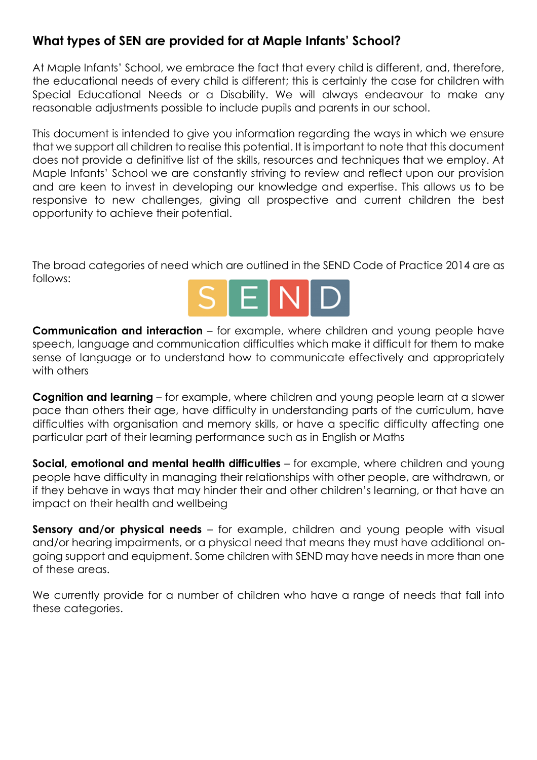## What types of SEN are provided for at Maple Infants' School?

At Maple Infants' School, we embrace the fact that every child is different, and, therefore, the educational needs of every child is different; this is certainly the case for children with Special Educational Needs or a Disability. We will always endeavour to make any reasonable adjustments possible to include pupils and parents in our school.

This document is intended to give you information regarding the ways in which we ensure that we support all children to realise this potential. It is important to note that this document does not provide a definitive list of the skills, resources and techniques that we employ. At Maple Infants' School we are constantly striving to review and reflect upon our provision and are keen to invest in developing our knowledge and expertise. This allows us to be responsive to new challenges, giving all prospective and current children the best opportunity to achieve their potential.

The broad categories of need which are outlined in the SEND Code of Practice 2014 are as follows:

SEND

**Communication and interaction** – for example, where children and young people have speech, language and communication difficulties which make it difficult for them to make sense of language or to understand how to communicate effectively and appropriately with others

**Cognition and learning** – for example, where children and young people learn at a slower pace than others their age, have difficulty in understanding parts of the curriculum, have difficulties with organisation and memory skills, or have a specific difficulty affecting one particular part of their learning performance such as in English or Maths

**Social, emotional and mental health difficulties** – for example, where children and young people have difficulty in managing their relationships with other people, are withdrawn, or if they behave in ways that may hinder their and other children's learning, or that have an impact on their health and wellbeing

**Sensory and/or physical needs** – for example, children and young people with visual and/or hearing impairments, or a physical need that means they must have additional on-going support and equipment. Some children with SEND may have needs in more than one of these areas.

We currently provide for a number of children who have a range of needs that fall into these categories.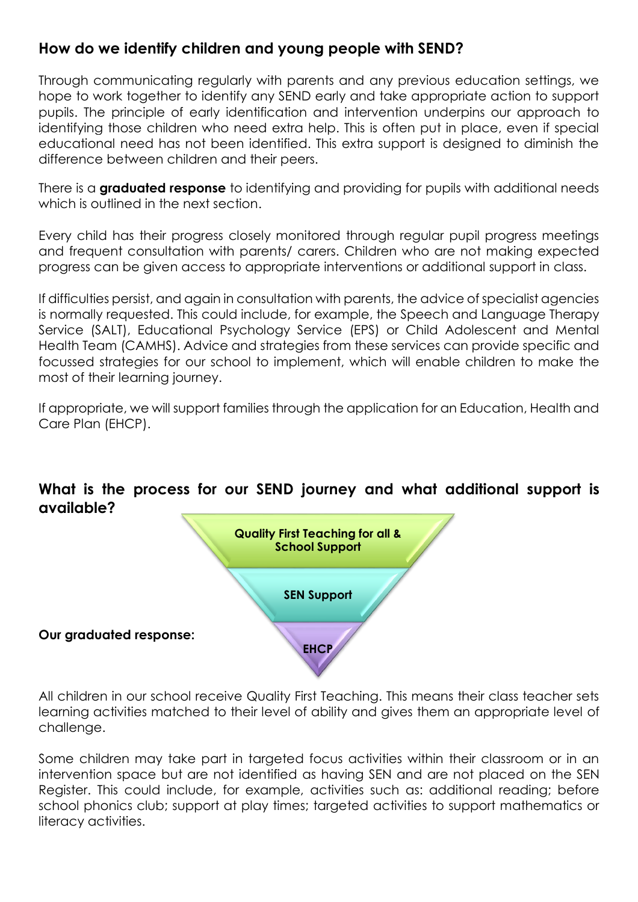## How do we identify children and young people with SEND?

Through communicating regularly with parents and any previous education settings, we hope to work together to identify any SEND early and take appropriate action to support pupils. The principle of early identification and intervention underpins our approach to identifying those children who need extra help. This is often put in place, even if special educational need has not been identified. This extra support is designed to diminish the difference between children and their peers.

There is a **graduated response** to identifying and providing for pupils with additional needs which is outlined in the next section.

Every child has their progress closely monitored through regular pupil progress meetings and frequent consultation with parents/ carers. Children who are not making expected progress can be given access to appropriate interventions or additional support in class.

If difficulties persist, and again in consultation with parents, the advice of specialist agencies is normally requested. This could include, for example, the Speech and Language Therapy Service (SALT), Educational Psychology Service (EPS) or Child Adolescent and Mental Health Team (CAMHS). Advice and strategies from these services can provide specific and focussed strategies for our school to implement, which will enable children to make the most of their learning journey.

If appropriate, we will support families through the application for an Education, Health and Care Plan (EHCP).

## What is the process for our SEND journey and what additional support is available?

**Our graduated response:**

**Quality First Teaching for all & School Support**

**SEN Support**

**EHCP**

All children in our school receive Quality First Teaching. This means their class teacher sets learning activities matched to their level of ability and gives them an appropriate level of challenge.

Some children may take part in targeted focus activities within their classroom or in an intervention space but are not identified as having SEN and are not placed on the SEN Register. This could include, for example, activities such as: additional reading; before school phonics club; support at play times; targeted activities to support mathematics or literacy activities.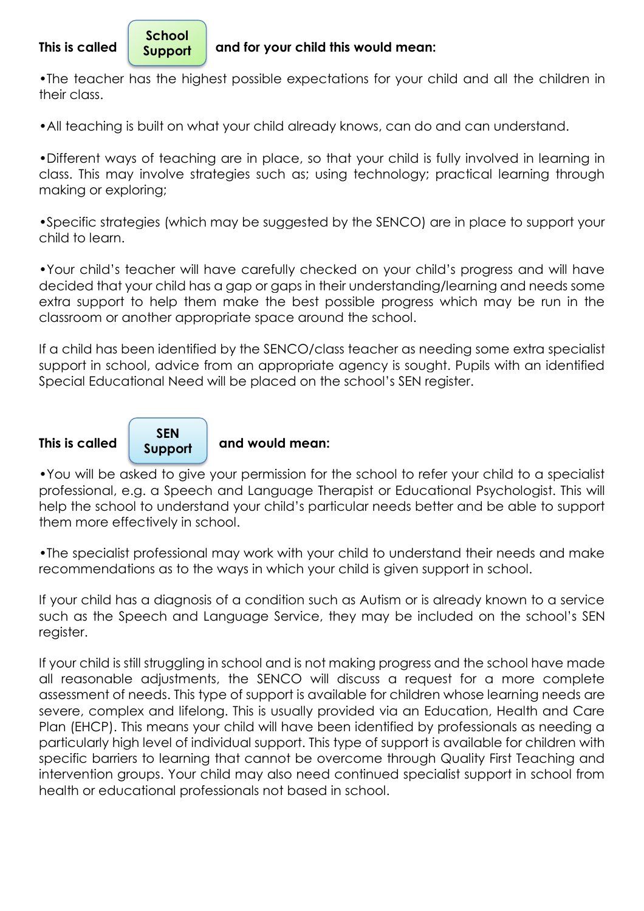**This is called** School Support **and for your child this would mean:**

•The teacher has the highest possible expectations for your child and all the children in their class.

•All teaching is built on what your child already knows, can do and can understand.

•Different ways of teaching are in place, so that your child is fully involved in learning in class. This may involve strategies such as; using technology; practical learning through making or exploring;

•Specific strategies (which may be suggested by the SENCO) are in place to support your child to learn.

•Your child's teacher will have carefully checked on your child's progress and will have decided that your child has a gap or gaps in their understanding/learning and needs some extra support to help them make the best possible progress which may be run in the classroom or another appropriate space around the school.

If a child has been identified by the SENCO/class teacher as needing some extra specialist support in school, advice from an appropriate agency is sought. Pupils with an identified Special Educational Need will be placed on the school's SEN register.

**This is called** SEN Support **and would mean:**

•You will be asked to give your permission for the school to refer your child to a specialist professional, e.g. a Speech and Language Therapist or Educational Psychologist. This will help the school to understand your child's particular needs better and be able to support them more effectively in school.

•The specialist professional may work with your child to understand their needs and make recommendations as to the ways in which your child is given support in school.

If your child has a diagnosis of a condition such as Autism or is already known to a service such as the Speech and Language Service, they may be included on the school's SEN register.

If your child is still struggling in school and is not making progress and the school have made all reasonable adjustments, the SENCO will discuss a request for a more complete assessment of needs. This type of support is available for children whose learning needs are severe, complex and lifelong. This is usually provided via an Education, Health and Care Plan (EHCP). This means your child will have been identified by professionals as needing a particularly high level of individual support. This type of support is available for children with specific barriers to learning that cannot be overcome through Quality First Teaching and intervention groups. Your child may also need continued specialist support in school from health or educational professionals not based in school.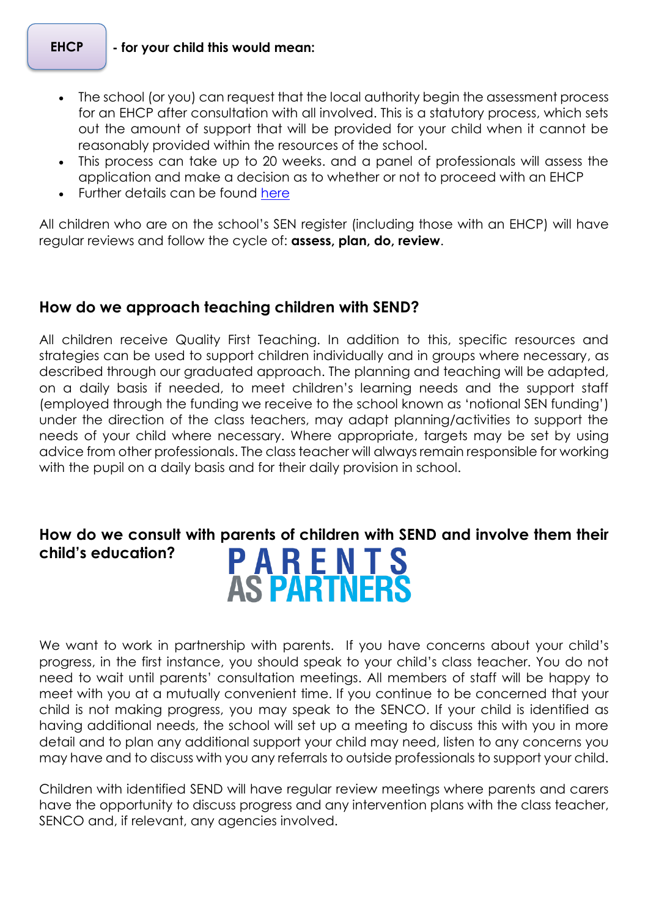**EHCP** **- for your child this would mean:**

- The school (or you) can request that the local authority begin the assessment process for an EHCP after consultation with all involved. This is a statutory process, which sets out the amount of support that will be provided for your child when it cannot be reasonably provided within the resources of the school.
- This process can take up to 20 weeks. and a panel of professionals will assess the application and make a decision as to whether or not to proceed with an EHCP
- Further details can be found here

All children who are on the school's SEN register (including those with an EHCP) will have regular reviews and follow the cycle of: **assess, plan, do, review**.

## How do we approach teaching children with SEND?

All children receive Quality First Teaching. In addition to this, specific resources and strategies can be used to support children individually and in groups where necessary, as described through our graduated approach. The planning and teaching will be adapted, on a daily basis if needed, to meet children's learning needs and the support staff (employed through the funding we receive to the school known as 'notional SEN funding') under the direction of the class teachers, may adapt planning/activities to support the needs of your child where necessary. Where appropriate, targets may be set by using advice from other professionals. The class teacher will always remain responsible for working with the pupil on a daily basis and for their daily provision in school.

## How do we consult with parents of children with SEND and involve them their child's education?

PARENTS AS PARTNERS

We want to work in partnership with parents. If you have concerns about your child's progress, in the first instance, you should speak to your child's class teacher. You do not need to wait until parents' consultation meetings. All members of staff will be happy to meet with you at a mutually convenient time. If you continue to be concerned that your child is not making progress, you may speak to the SENCO. If your child is identified as having additional needs, the school will set up a meeting to discuss this with you in more detail and to plan any additional support your child may need, listen to any concerns you may have and to discuss with you any referrals to outside professionals to support your child.

Children with identified SEND will have regular review meetings where parents and carers have the opportunity to discuss progress and any intervention plans with the class teacher, SENCO and, if relevant, any agencies involved.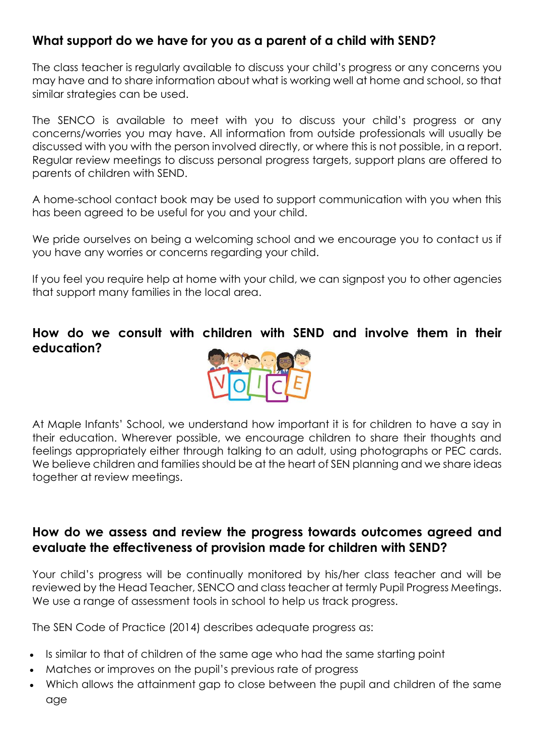## What support do we have for you as a parent of a child with SEND?

The class teacher is regularly available to discuss your child's progress or any concerns you may have and to share information about what is working well at home and school, so that similar strategies can be used.

The SENCO is available to meet with you to discuss your child's progress or any concerns/worries you may have. All information from outside professionals will usually be discussed with you with the person involved directly, or where this is not possible, in a report. Regular review meetings to discuss personal progress targets, support plans are offered to parents of children with SEND.

A home-school contact book may be used to support communication with you when this has been agreed to be useful for you and your child.

We pride ourselves on being a welcoming school and we encourage you to contact us if you have any worries or concerns regarding your child.

If you feel you require help at home with your child, we can signpost you to other agencies that support many families in the local area.

## How do we consult with children with SEND and involve them in their education?

At Maple Infants' School, we understand how important it is for children to have a say in their education. Wherever possible, we encourage children to share their thoughts and feelings appropriately either through talking to an adult, using photographs or PEC cards. We believe children and families should be at the heart of SEN planning and we share ideas together at review meetings.

## How do we assess and review the progress towards outcomes agreed and evaluate the effectiveness of provision made for children with SEND?

Your child's progress will be continually monitored by his/her class teacher and will be reviewed by the Head Teacher, SENCO and class teacher at termly Pupil Progress Meetings. We use a range of assessment tools in school to help us track progress.

The SEN Code of Practice (2014) describes adequate progress as:

- Is similar to that of children of the same age who had the same starting point
- Matches or improves on the pupil's previous rate of progress
- Which allows the attainment gap to close between the pupil and children of the same age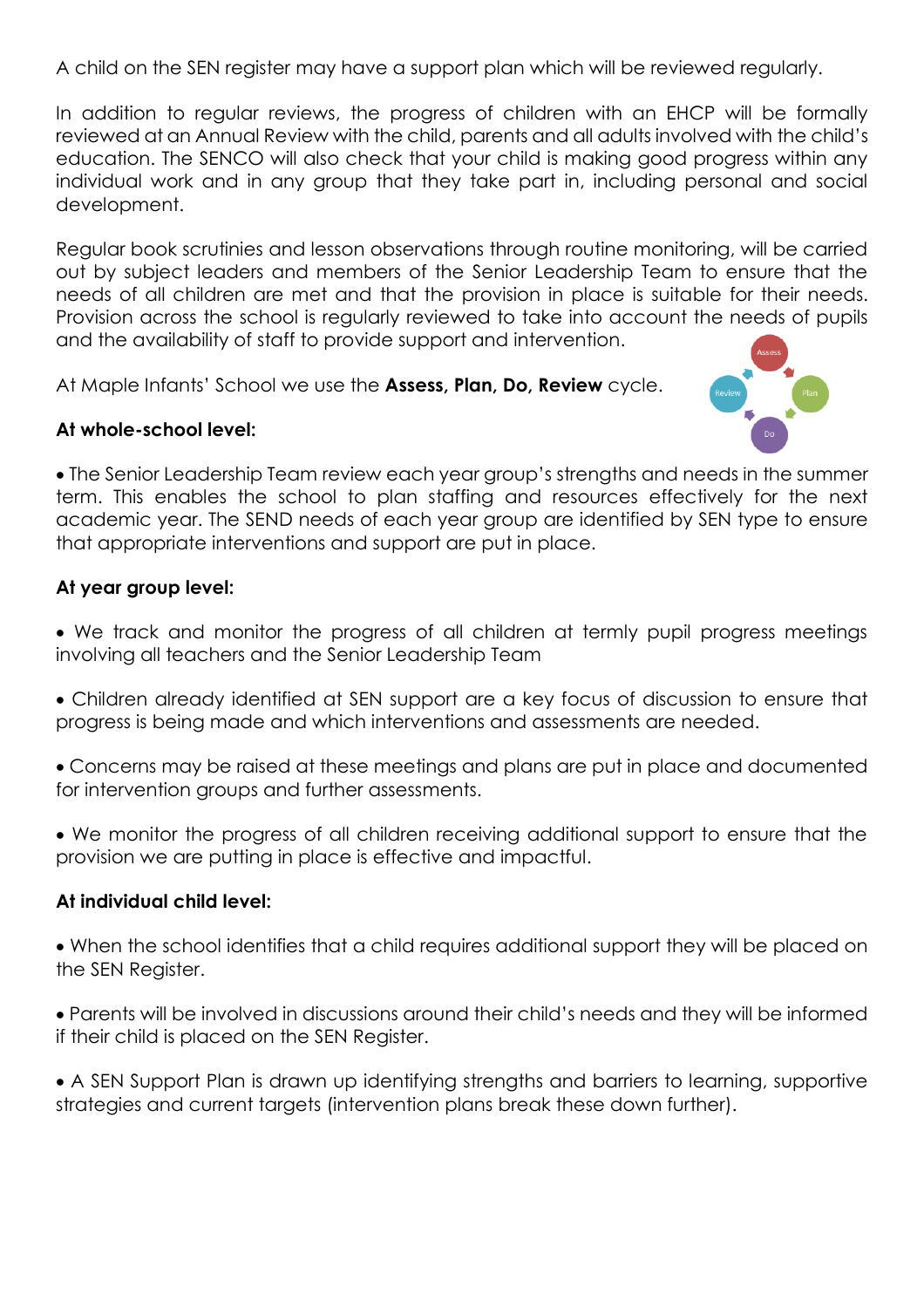A child on the SEN register may have a support plan which will be reviewed regularly.

In addition to regular reviews, the progress of children with an EHCP will be formally reviewed at an Annual Review with the child, parents and all adults involved with the child's education. The SENCO will also check that your child is making good progress within any individual work and in any group that they take part in, including personal and social development.

Regular book scrutinies and lesson observations through routine monitoring, will be carried out by subject leaders and members of the Senior Leadership Team to ensure that the needs of all children are met and that the provision in place is suitable for their needs. Provision across the school is regularly reviewed to take into account the needs of pupils and the availability of staff to provide support and intervention.

At Maple Infants' School we use the **Assess, Plan, Do, Review** cycle.

Assess
Plan
Do
Review

**At whole-school level:**

- The Senior Leadership Team review each year group's strengths and needs in the summer term. This enables the school to plan staffing and resources effectively for the next academic year. The SEND needs of each year group are identified by SEN type to ensure that appropriate interventions and support are put in place.

**At year group level:**

- We track and monitor the progress of all children at termly pupil progress meetings involving all teachers and the Senior Leadership Team
- Children already identified at SEN support are a key focus of discussion to ensure that progress is being made and which interventions and assessments are needed.
- Concerns may be raised at these meetings and plans are put in place and documented for intervention groups and further assessments.
- We monitor the progress of all children receiving additional support to ensure that the provision we are putting in place is effective and impactful.

**At individual child level:**

- When the school identifies that a child requires additional support they will be placed on the SEN Register.
- Parents will be involved in discussions around their child's needs and they will be informed if their child is placed on the SEN Register.
- A SEN Support Plan is drawn up identifying strengths and barriers to learning, supportive strategies and current targets (intervention plans break these down further).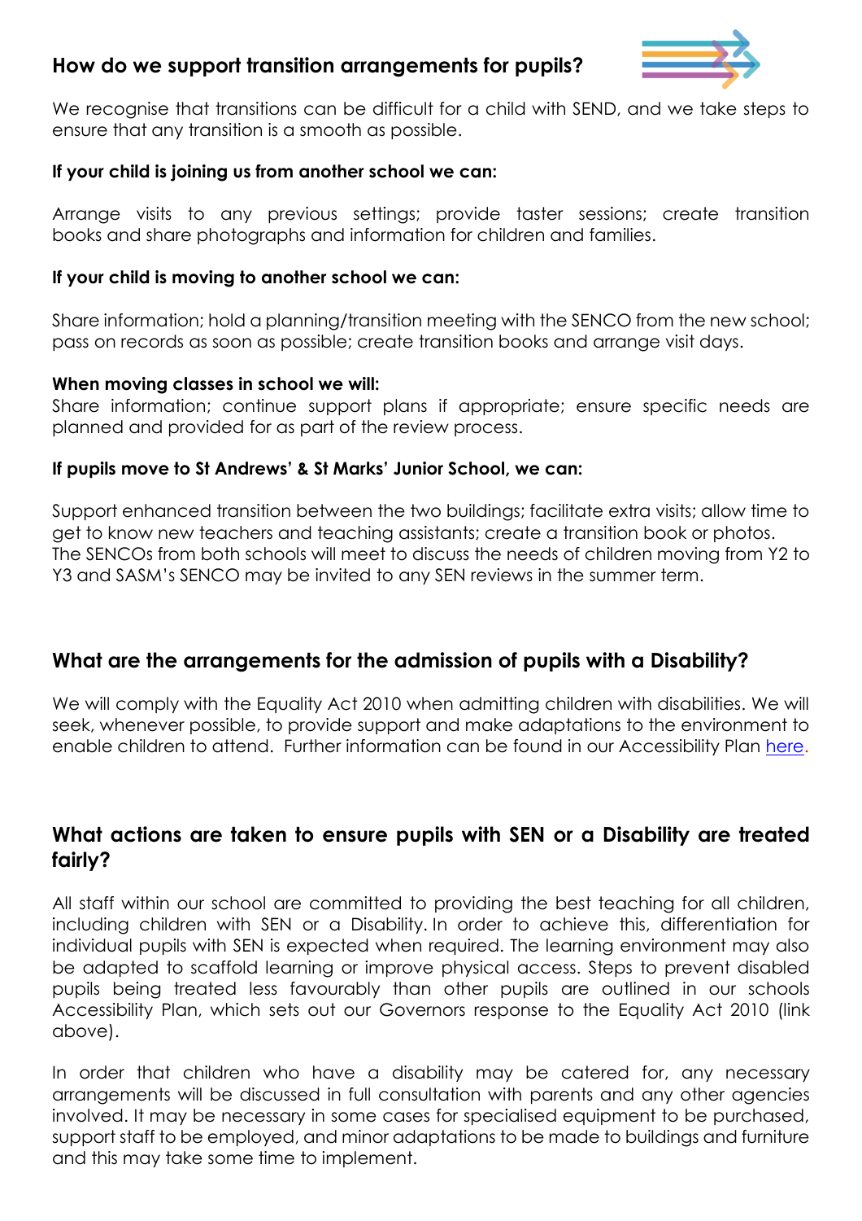## How do we support transition arrangements for pupils?

We recognise that transitions can be difficult for a child with SEND, and we take steps to ensure that any transition is a smooth as possible.

**If your child is joining us from another school we can:**

Arrange visits to any previous settings; provide taster sessions; create transition books and share photographs and information for children and families.

**If your child is moving to another school we can:**

Share information; hold a planning/transition meeting with the SENCO from the new school; pass on records as soon as possible; create transition books and arrange visit days.

**When moving classes in school we will:**
Share information; continue support plans if appropriate; ensure specific needs are planned and provided for as part of the review process.

**If pupils move to St Andrews' & St Marks' Junior School, we can:**

Support enhanced transition between the two buildings; facilitate extra visits; allow time to get to know new teachers and teaching assistants; create a transition book or photos. The SENCOs from both schools will meet to discuss the needs of children moving from Y2 to Y3 and SASM's SENCO may be invited to any SEN reviews in the summer term.

## What are the arrangements for the admission of pupils with a Disability?

We will comply with the Equality Act 2010 when admitting children with disabilities. We will seek, whenever possible, to provide support and make adaptations to the environment to enable children to attend. Further information can be found in our Accessibility Plan [here](here).

## What actions are taken to ensure pupils with SEN or a Disability are treated fairly?

All staff within our school are committed to providing the best teaching for all children, including children with SEN or a Disability. In order to achieve this, differentiation for individual pupils with SEN is expected when required. The learning environment may also be adapted to scaffold learning or improve physical access. Steps to prevent disabled pupils being treated less favourably than other pupils are outlined in our schools Accessibility Plan, which sets out our Governors response to the Equality Act 2010 (link above).

In order that children who have a disability may be catered for, any necessary arrangements will be discussed in full consultation with parents and any other agencies involved. It may be necessary in some cases for specialised equipment to be purchased, support staff to be employed, and minor adaptations to be made to buildings and furniture and this may take some time to implement.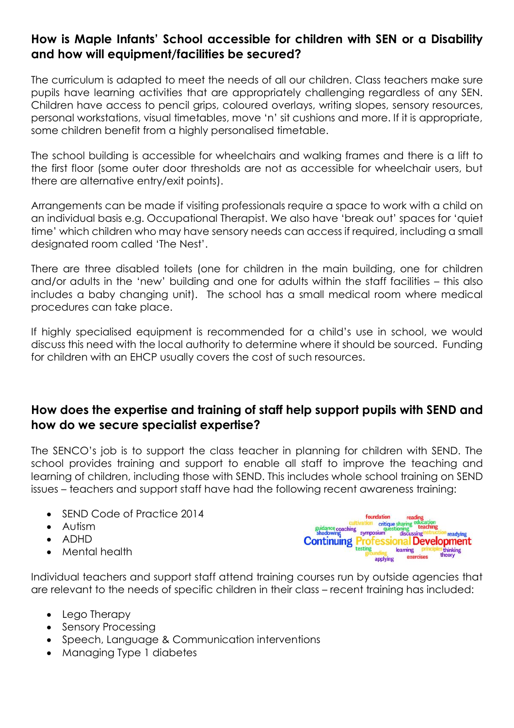## How is Maple Infants' School accessible for children with SEN or a Disability and how will equipment/facilities be secured?

The curriculum is adapted to meet the needs of all our children. Class teachers make sure pupils have learning activities that are appropriately challenging regardless of any SEN. Children have access to pencil grips, coloured overlays, writing slopes, sensory resources, personal workstations, visual timetables, move 'n' sit cushions and more. If it is appropriate, some children benefit from a highly personalised timetable.

The school building is accessible for wheelchairs and walking frames and there is a lift to the first floor (some outer door thresholds are not as accessible for wheelchair users, but there are alternative entry/exit points).

Arrangements can be made if visiting professionals require a space to work with a child on an individual basis e.g. Occupational Therapist. We also have 'break out' spaces for 'quiet time' which children who may have sensory needs can access if required, including a small designated room called 'The Nest'.

There are three disabled toilets (one for children in the main building, one for children and/or adults in the 'new' building and one for adults within the staff facilities – this also includes a baby changing unit). The school has a small medical room where medical procedures can take place.

If highly specialised equipment is recommended for a child's use in school, we would discuss this need with the local authority to determine where it should be sourced. Funding for children with an EHCP usually covers the cost of such resources.

## How does the expertise and training of staff help support pupils with SEND and how do we secure specialist expertise?

The SENCO's job is to support the class teacher in planning for children with SEND. The school provides training and support to enable all staff to improve the teaching and learning of children, including those with SEND. This includes whole school training on SEND issues – teachers and support staff have had the following recent awareness training:

- SEND Code of Practice 2014
- Autism
- ADHD
- Mental health

Individual teachers and support staff attend training courses run by outside agencies that are relevant to the needs of specific children in their class – recent training has included:

- Lego Therapy
- Sensory Processing
- Speech, Language & Communication interventions
- Managing Type 1 diabetes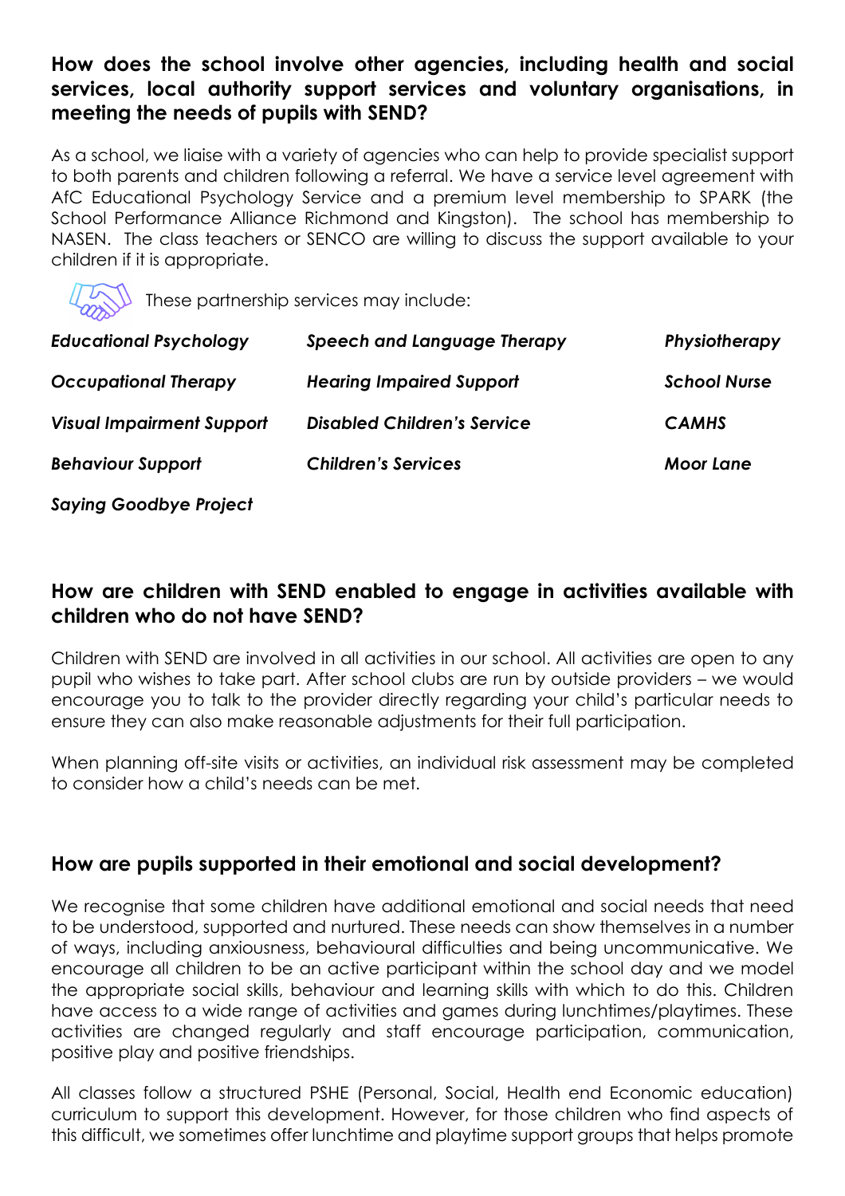## How does the school involve other agencies, including health and social services, local authority support services and voluntary organisations, in meeting the needs of pupils with SEND?

As a school, we liaise with a variety of agencies who can help to provide specialist support to both parents and children following a referral. We have a service level agreement with AfC Educational Psychology Service and a premium level membership to SPARK (the School Performance Alliance Richmond and Kingston). The school has membership to NASEN. The class teachers or SENCO are willing to discuss the support available to your children if it is appropriate.

These partnership services may include:

| | | |
|---|---|---|
| ***Educational Psychology*** | ***Speech and Language Therapy*** | ***Physiotherapy*** |
| ***Occupational Therapy*** | ***Hearing Impaired Support*** | ***School Nurse*** |
| ***Visual Impairment Support*** | ***Disabled Children's Service*** | ***CAMHS*** |
| ***Behaviour Support*** | ***Children's Services*** | ***Moor Lane*** |
| ***Saying Goodbye Project*** | | |

## How are children with SEND enabled to engage in activities available with children who do not have SEND?

Children with SEND are involved in all activities in our school. All activities are open to any pupil who wishes to take part. After school clubs are run by outside providers – we would encourage you to talk to the provider directly regarding your child's particular needs to ensure they can also make reasonable adjustments for their full participation.

When planning off-site visits or activities, an individual risk assessment may be completed to consider how a child's needs can be met.

## How are pupils supported in their emotional and social development?

We recognise that some children have additional emotional and social needs that need to be understood, supported and nurtured. These needs can show themselves in a number of ways, including anxiousness, behavioural difficulties and being uncommunicative. We encourage all children to be an active participant within the school day and we model the appropriate social skills, behaviour and learning skills with which to do this. Children have access to a wide range of activities and games during lunchtimes/playtimes. These activities are changed regularly and staff encourage participation, communication, positive play and positive friendships.

All classes follow a structured PSHE (Personal, Social, Health end Economic education) curriculum to support this development. However, for those children who find aspects of this difficult, we sometimes offer lunchtime and playtime support groups that helps promote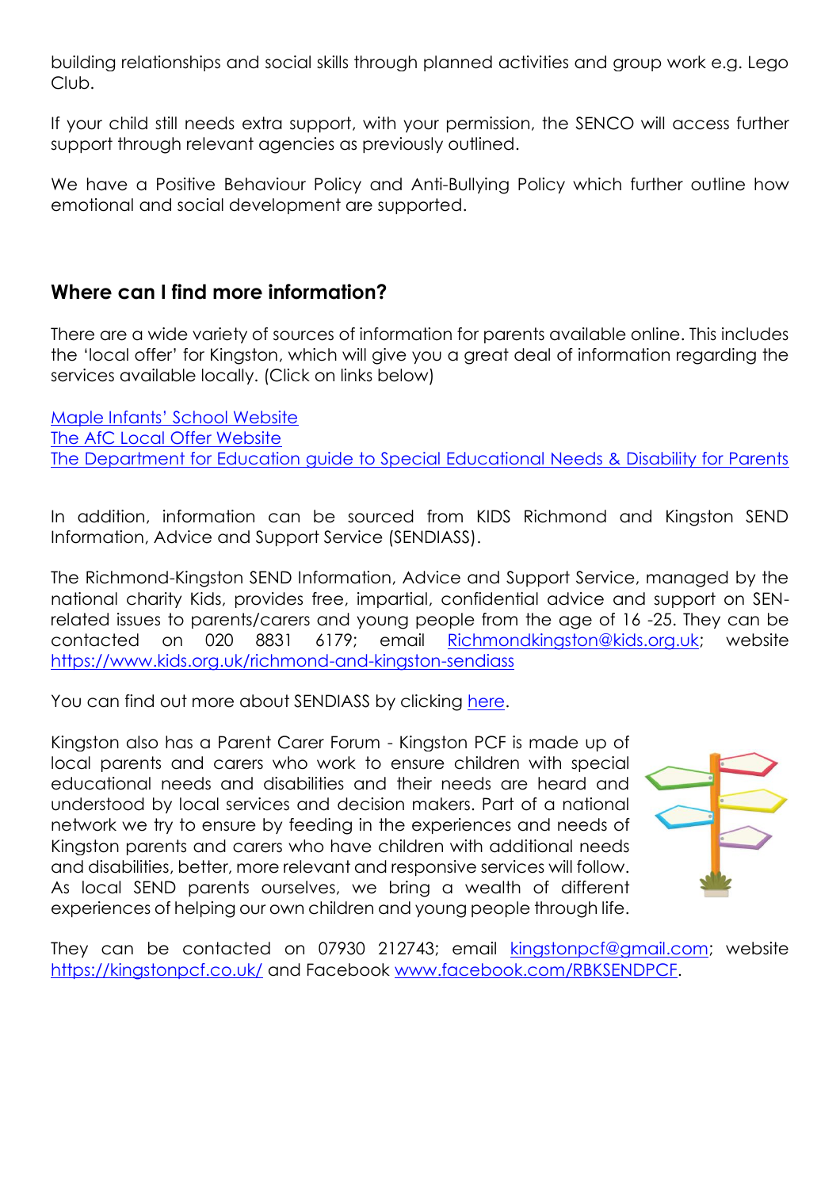building relationships and social skills through planned activities and group work e.g. Lego Club.

If your child still needs extra support, with your permission, the SENCO will access further support through relevant agencies as previously outlined.

We have a Positive Behaviour Policy and Anti-Bullying Policy which further outline how emotional and social development are supported.

## Where can I find more information?

There are a wide variety of sources of information for parents available online. This includes the 'local offer' for Kingston, which will give you a great deal of information regarding the services available locally. (Click on links below)

Maple Infants' School Website
The AfC Local Offer Website
The Department for Education guide to Special Educational Needs & Disability for Parents

In addition, information can be sourced from KIDS Richmond and Kingston SEND Information, Advice and Support Service (SENDIASS).

The Richmond-Kingston SEND Information, Advice and Support Service, managed by the national charity Kids, provides free, impartial, confidential advice and support on SEN-related issues to parents/carers and young people from the age of 16 -25. They can be contacted on 020 8831 6179; email Richmondkingston@kids.org.uk; website https://www.kids.org.uk/richmond-and-kingston-sendiass

You can find out more about SENDIASS by clicking here.

Kingston also has a Parent Carer Forum - Kingston PCF is made up of local parents and carers who work to ensure children with special educational needs and disabilities and their needs are heard and understood by local services and decision makers. Part of a national network we try to ensure by feeding in the experiences and needs of Kingston parents and carers who have children with additional needs and disabilities, better, more relevant and responsive services will follow. As local SEND parents ourselves, we bring a wealth of different experiences of helping our own children and young people through life.

They can be contacted on 07930 212743; email kingstonpcf@gmail.com; website https://kingstonpcf.co.uk/ and Facebook www.facebook.com/RBKSENDPCF.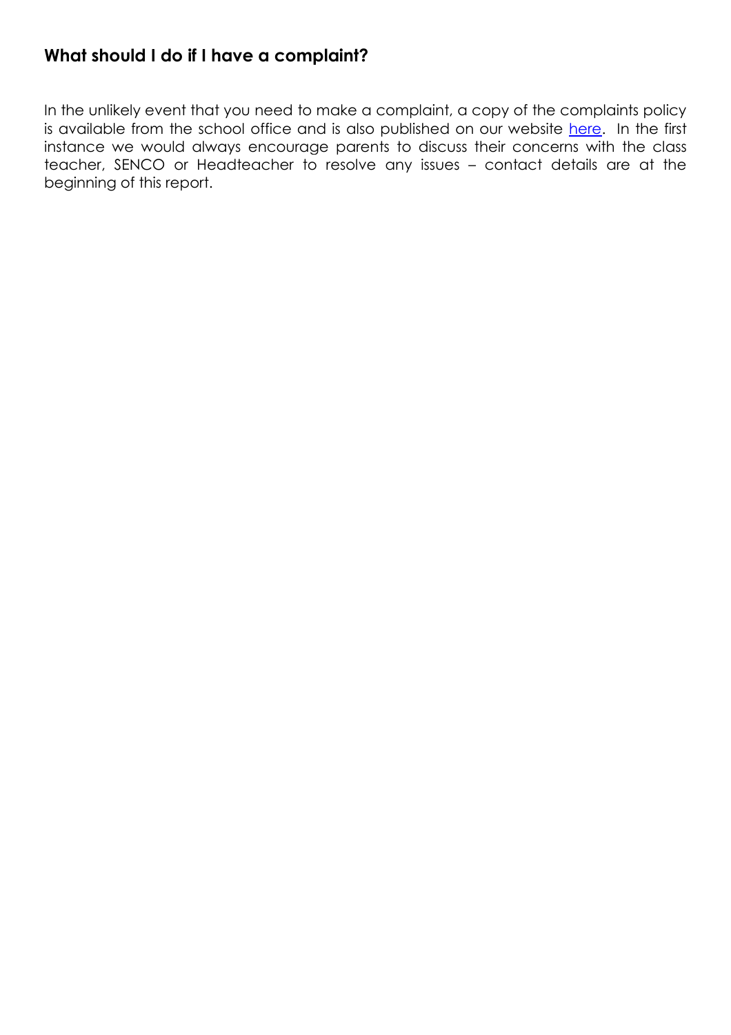## What should I do if I have a complaint?

In the unlikely event that you need to make a complaint, a copy of the complaints policy is available from the school office and is also published on our website here. In the first instance we would always encourage parents to discuss their concerns with the class teacher, SENCO or Headteacher to resolve any issues – contact details are at the beginning of this report.